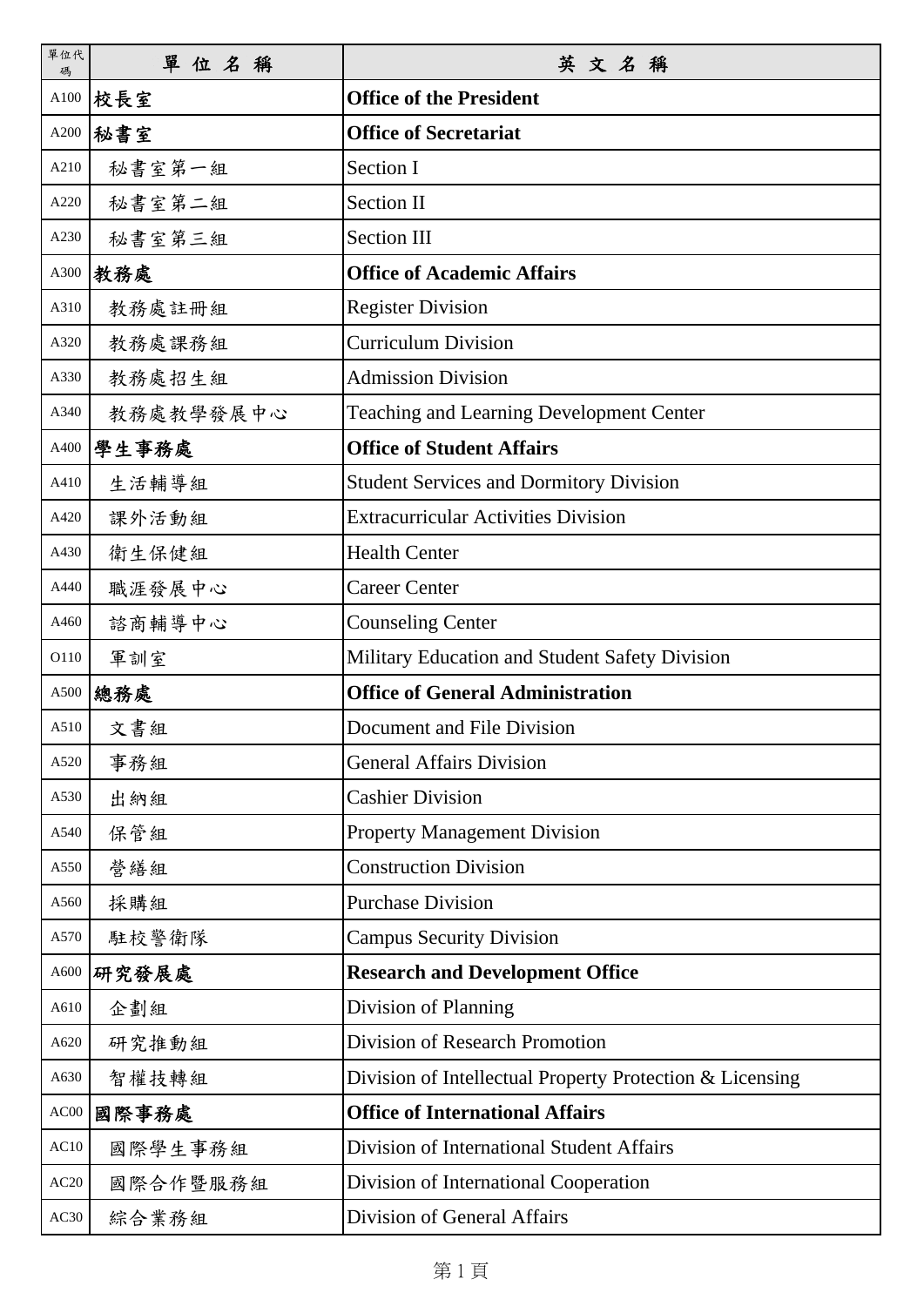| 單位代碼 | 單 位 名 稱 | 英 文 名 稱 |
|---|---|---|
| A100 | **校長室** | **Office of the President** |
| A200 | **秘書室** | **Office of Secretariat** |
| A210 | 秘書室第一組 | Section I |
| A220 | 秘書室第二組 | Section II |
| A230 | 秘書室第三組 | Section III |
| A300 | **教務處** | **Office of Academic Affairs** |
| A310 | 教務處註冊組 | Register Division |
| A320 | 教務處課務組 | Curriculum Division |
| A330 | 教務處招生組 | Admission Division |
| A340 | 教務處教學發展中心 | Teaching and Learning Development Center |
| A400 | **學生事務處** | **Office of Student Affairs** |
| A410 | 生活輔導組 | Student Services and Dormitory Division |
| A420 | 課外活動組 | Extracurricular Activities Division |
| A430 | 衛生保健組 | Health Center |
| A440 | 職涯發展中心 | Career Center |
| A460 | 諮商輔導中心 | Counseling Center |
| O110 | 軍訓室 | Military Education and Student Safety Division |
| A500 | **總務處** | **Office of General Administration** |
| A510 | 文書組 | Document and File Division |
| A520 | 事務組 | General Affairs Division |
| A530 | 出納組 | Cashier Division |
| A540 | 保管組 | Property Management Division |
| A550 | 營繕組 | Construction Division |
| A560 | 採購組 | Purchase Division |
| A570 | 駐校警衛隊 | Campus Security Division |
| A600 | **研究發展處** | **Research and Development Office** |
| A610 | 企劃組 | Division of Planning |
| A620 | 研究推動組 | Division of Research Promotion |
| A630 | 智權技轉組 | Division of Intellectual Property Protection & Licensing |
| AC00 | **國際事務處** | **Office of International Affairs** |
| AC10 | 國際學生事務組 | Division of International Student Affairs |
| AC20 | 國際合作暨服務組 | Division of International Cooperation |
| AC30 | 綜合業務組 | Division of General Affairs |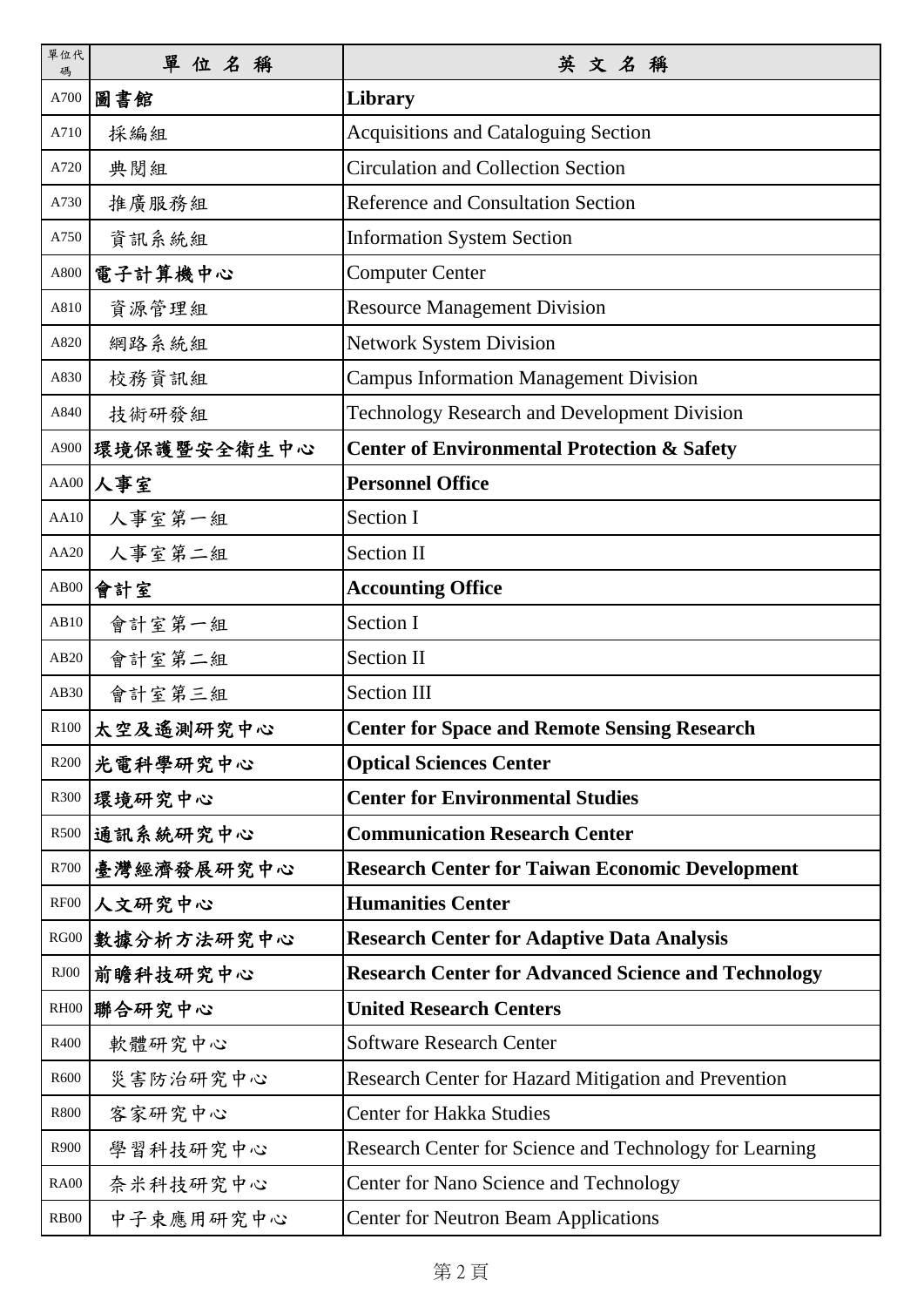| 單位代碼 | 單位名稱 | 英文名稱 |
|---|---|---|
| A700 | **圖書館** | **Library** |
| A710 | 採編組 | Acquisitions and Cataloguing Section |
| A720 | 典閱組 | Circulation and Collection Section |
| A730 | 推廣服務組 | Reference and Consultation Section |
| A750 | 資訊系統組 | Information System Section |
| A800 | **電子計算機中心** | Computer Center |
| A810 | 資源管理組 | Resource Management Division |
| A820 | 網路系統組 | Network System Division |
| A830 | 校務資訊組 | Campus Information Management Division |
| A840 | 技術研發組 | Technology Research and Development Division |
| A900 | **環境保護暨安全衛生中心** | **Center of Environmental Protection & Safety** |
| AA00 | **人事室** | **Personnel Office** |
| AA10 | 人事室第一組 | Section I |
| AA20 | 人事室第二組 | Section II |
| AB00 | **會計室** | **Accounting Office** |
| AB10 | 會計室第一組 | Section I |
| AB20 | 會計室第二組 | Section II |
| AB30 | 會計室第三組 | Section III |
| R100 | **太空及遙測研究中心** | **Center for Space and Remote Sensing Research** |
| R200 | **光電科學研究中心** | **Optical Sciences Center** |
| R300 | **環境研究中心** | **Center for Environmental Studies** |
| R500 | **通訊系統研究中心** | **Communication Research Center** |
| R700 | **臺灣經濟發展研究中心** | **Research Center for Taiwan Economic Development** |
| RF00 | **人文研究中心** | **Humanities Center** |
| RG00 | **數據分析方法研究中心** | **Research Center for Adaptive Data Analysis** |
| RJ00 | **前瞻科技研究中心** | **Research Center for Advanced Science and Technology** |
| RH00 | **聯合研究中心** | **United Research Centers** |
| R400 | 軟體研究中心 | Software Research Center |
| R600 | 災害防治研究中心 | Research Center for Hazard Mitigation and Prevention |
| R800 | 客家研究中心 | Center for Hakka Studies |
| R900 | 學習科技研究中心 | Research Center for Science and Technology for Learning |
| RA00 | 奈米科技研究中心 | Center for Nano Science and Technology |
| RB00 | 中子束應用研究中心 | Center for Neutron Beam Applications |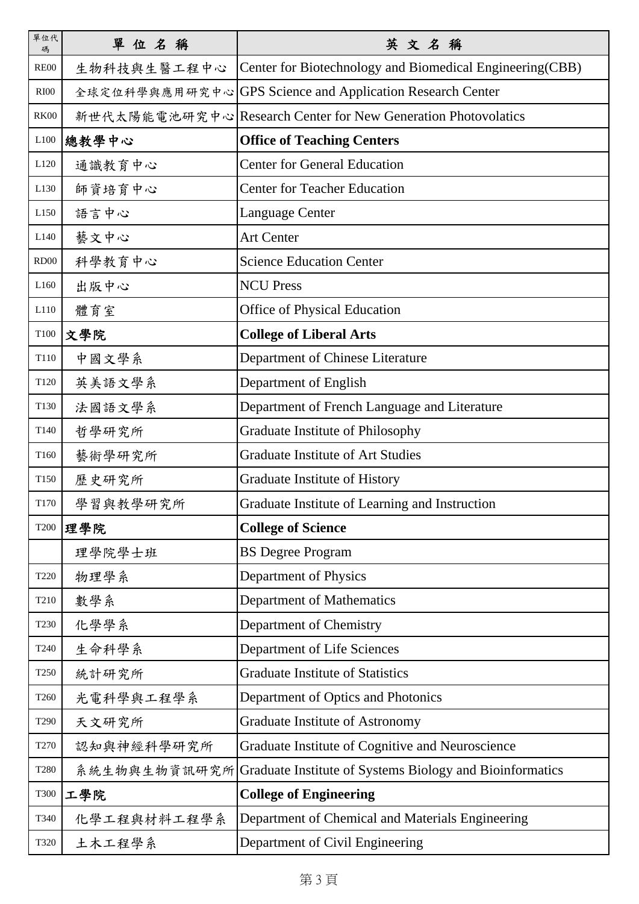| 單位代碼 | 單位名稱 | 英文名稱 |
|---|---|---|
| RE00 | 生物科技與生醫工程中心 | Center for Biotechnology and Biomedical Engineering(CBB) |
| RI00 | 全球定位科學與應用研究中心 | GPS Science and Application Research Center |
| RK00 | 新世代太陽能電池研究中心 | Research Center for New Generation Photovolatics |
| L100 | **總教學中心** | **Office of Teaching Centers** |
| L120 | 通識教育中心 | Center for General Education |
| L130 | 師資培育中心 | Center for Teacher Education |
| L150 | 語言中心 | Language Center |
| L140 | 藝文中心 | Art Center |
| RD00 | 科學教育中心 | Science Education Center |
| L160 | 出版中心 | NCU Press |
| L110 | 體育室 | Office of Physical Education |
| T100 | **文學院** | **College of Liberal Arts** |
| T110 | 中國文學系 | Department of Chinese Literature |
| T120 | 英美語文學系 | Department of English |
| T130 | 法國語文學系 | Department of French Language and Literature |
| T140 | 哲學研究所 | Graduate Institute of Philosophy |
| T160 | 藝術學研究所 | Graduate Institute of Art Studies |
| T150 | 歷史研究所 | Graduate Institute of History |
| T170 | 學習與教學研究所 | Graduate Institute of Learning and Instruction |
| T200 | **理學院** | **College of Science** |
| | 理學院學士班 | BS Degree Program |
| T220 | 物理學系 | Department of Physics |
| T210 | 數學系 | Department of Mathematics |
| T230 | 化學學系 | Department of Chemistry |
| T240 | 生命科學系 | Department of Life Sciences |
| T250 | 統計研究所 | Graduate Institute of Statistics |
| T260 | 光電科學與工程學系 | Department of Optics and Photonics |
| T290 | 天文研究所 | Graduate Institute of Astronomy |
| T270 | 認知與神經科學研究所 | Graduate Institute of Cognitive and Neuroscience |
| T280 | 系統生物與生物資訊研究所 | Graduate Institute of Systems Biology and Bioinformatics |
| T300 | **工學院** | **College of Engineering** |
| T340 | 化學工程與材料工程學系 | Department of Chemical and Materials Engineering |
| T320 | 土木工程學系 | Department of Civil Engineering |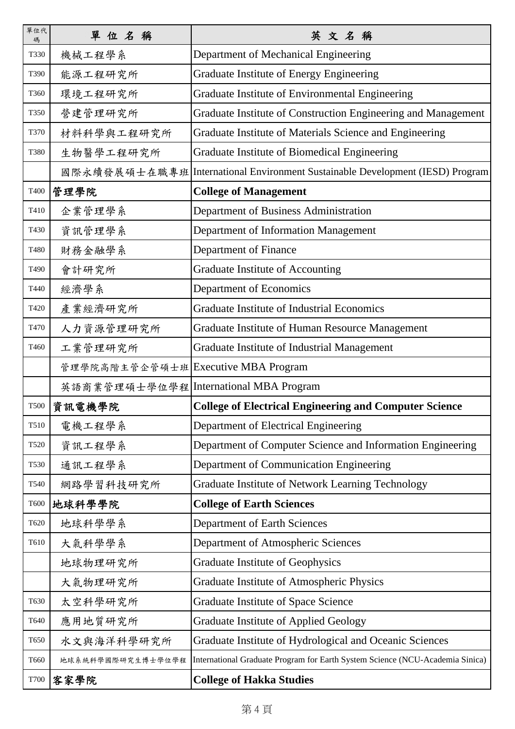| 單位代碼 | 單位名稱 | 英文名稱 |
| --- | --- | --- |
| T330 | 機械工程學系 | Department of Mechanical Engineering |
| T390 | 能源工程研究所 | Graduate Institute of Energy Engineering |
| T360 | 環境工程研究所 | Graduate Institute of Environmental Engineering |
| T350 | 營建管理研究所 | Graduate Institute of Construction Engineering and Management |
| T370 | 材料科學與工程研究所 | Graduate Institute of Materials Science and Engineering |
| T380 | 生物醫學工程研究所 | Graduate Institute of Biomedical Engineering |
| | 國際永續發展碩士在職專班 | International Environment Sustainable Development (IESD) Program |
| T400 | **管理學院** | **College of Management** |
| T410 | 企業管理學系 | Department of Business Administration |
| T430 | 資訊管理學系 | Department of Information Management |
| T480 | 財務金融學系 | Department of Finance |
| T490 | 會計研究所 | Graduate Institute of Accounting |
| T440 | 經濟學系 | Department of Economics |
| T420 | 產業經濟研究所 | Graduate Institute of Industrial Economics |
| T470 | 人力資源管理研究所 | Graduate Institute of Human Resource Management |
| T460 | 工業管理研究所 | Graduate Institute of Industrial Management |
| | 管理學院高階主管企管碩士班 | Executive MBA Program |
| | 英語商業管理碩士學位學程 | International MBA Program |
| T500 | **資訊電機學院** | **College of Electrical Engineering and Computer Science** |
| T510 | 電機工程學系 | Department of Electrical Engineering |
| T520 | 資訊工程學系 | Department of Computer Science and Information Engineering |
| T530 | 通訊工程學系 | Department of Communication Engineering |
| T540 | 網路學習科技研究所 | Graduate Institute of Network Learning Technology |
| T600 | **地球科學學院** | **College of Earth Sciences** |
| T620 | 地球科學學系 | Department of Earth Sciences |
| T610 | 大氣科學學系 | Department of Atmospheric Sciences |
| | 地球物理研究所 | Graduate Institute of Geophysics |
| | 大氣物理研究所 | Graduate Institute of Atmospheric Physics |
| T630 | 太空科學研究所 | Graduate Institute of Space Science |
| T640 | 應用地質研究所 | Graduate Institute of Applied Geology |
| T650 | 水文與海洋科學研究所 | Graduate Institute of Hydrological and Oceanic Sciences |
| T660 | 地球系統科學國際研究生博士學位學程 | International Graduate Program for Earth System Science (NCU-Academia Sinica) |
| T700 | **客家學院** | **College of Hakka Studies** |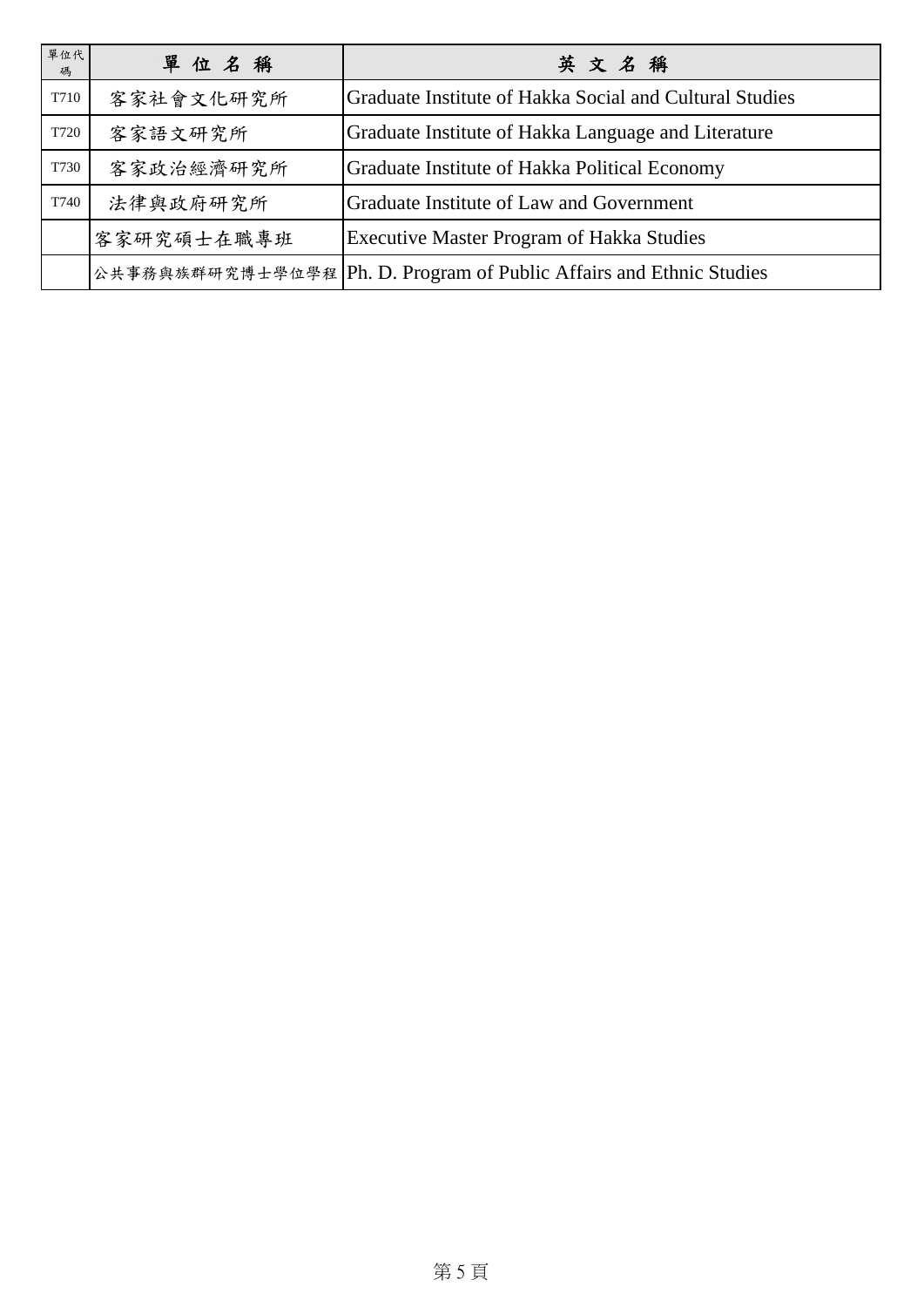| 單位代碼 | 單 位 名 稱 | 英 文 名 稱 |
|---|---|---|
| T710 | 客家社會文化研究所 | Graduate Institute of Hakka Social and Cultural Studies |
| T720 | 客家語文研究所 | Graduate Institute of Hakka Language and Literature |
| T730 | 客家政治經濟研究所 | Graduate Institute of Hakka Political Economy |
| T740 | 法律與政府研究所 | Graduate Institute of Law and Government |
| | 客家研究碩士在職專班 | Executive Master Program of Hakka Studies |
| | 公共事務與族群研究博士學位學程 | Ph. D. Program of Public Affairs and Ethnic Studies |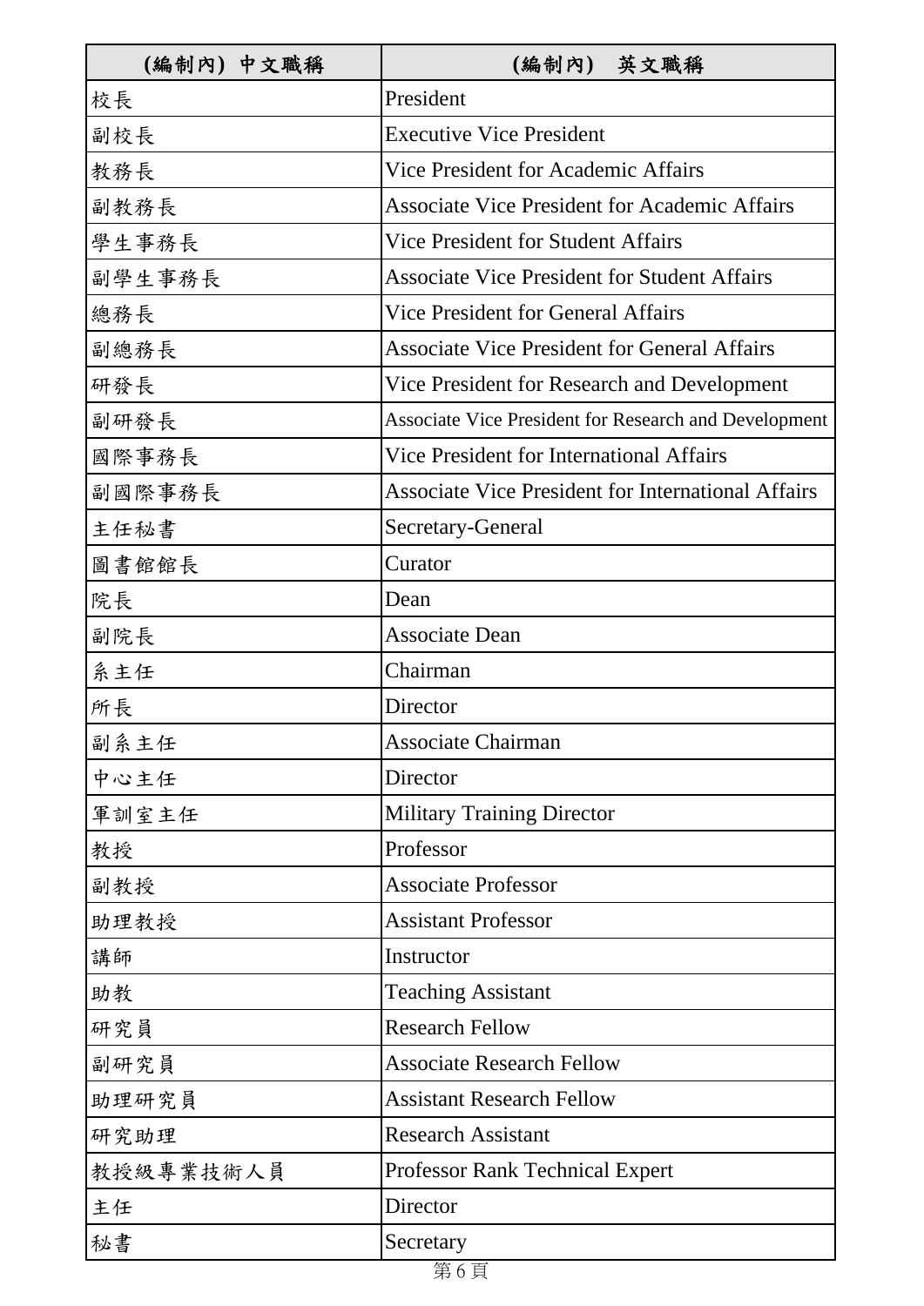| (編制內) 中文職稱 | (編制內) 英文職稱 |
| --- | --- |
| 校長 | President |
| 副校長 | Executive Vice President |
| 教務長 | Vice President for Academic Affairs |
| 副教務長 | Associate Vice President for Academic Affairs |
| 學生事務長 | Vice President for Student Affairs |
| 副學生事務長 | Associate Vice President for Student Affairs |
| 總務長 | Vice President for General Affairs |
| 副總務長 | Associate Vice President for General Affairs |
| 研發長 | Vice President for Research and Development |
| 副研發長 | Associate Vice President for Research and Development |
| 國際事務長 | Vice President for International Affairs |
| 副國際事務長 | Associate Vice President for International Affairs |
| 主任秘書 | Secretary-General |
| 圖書館館長 | Curator |
| 院長 | Dean |
| 副院長 | Associate Dean |
| 系主任 | Chairman |
| 所長 | Director |
| 副系主任 | Associate Chairman |
| 中心主任 | Director |
| 軍訓室主任 | Military Training Director |
| 教授 | Professor |
| 副教授 | Associate Professor |
| 助理教授 | Assistant Professor |
| 講師 | Instructor |
| 助教 | Teaching Assistant |
| 研究員 | Research Fellow |
| 副研究員 | Associate Research Fellow |
| 助理研究員 | Assistant Research Fellow |
| 研究助理 | Research Assistant |
| 教授級專業技術人員 | Professor Rank Technical Expert |
| 主任 | Director |
| 秘書 | Secretary |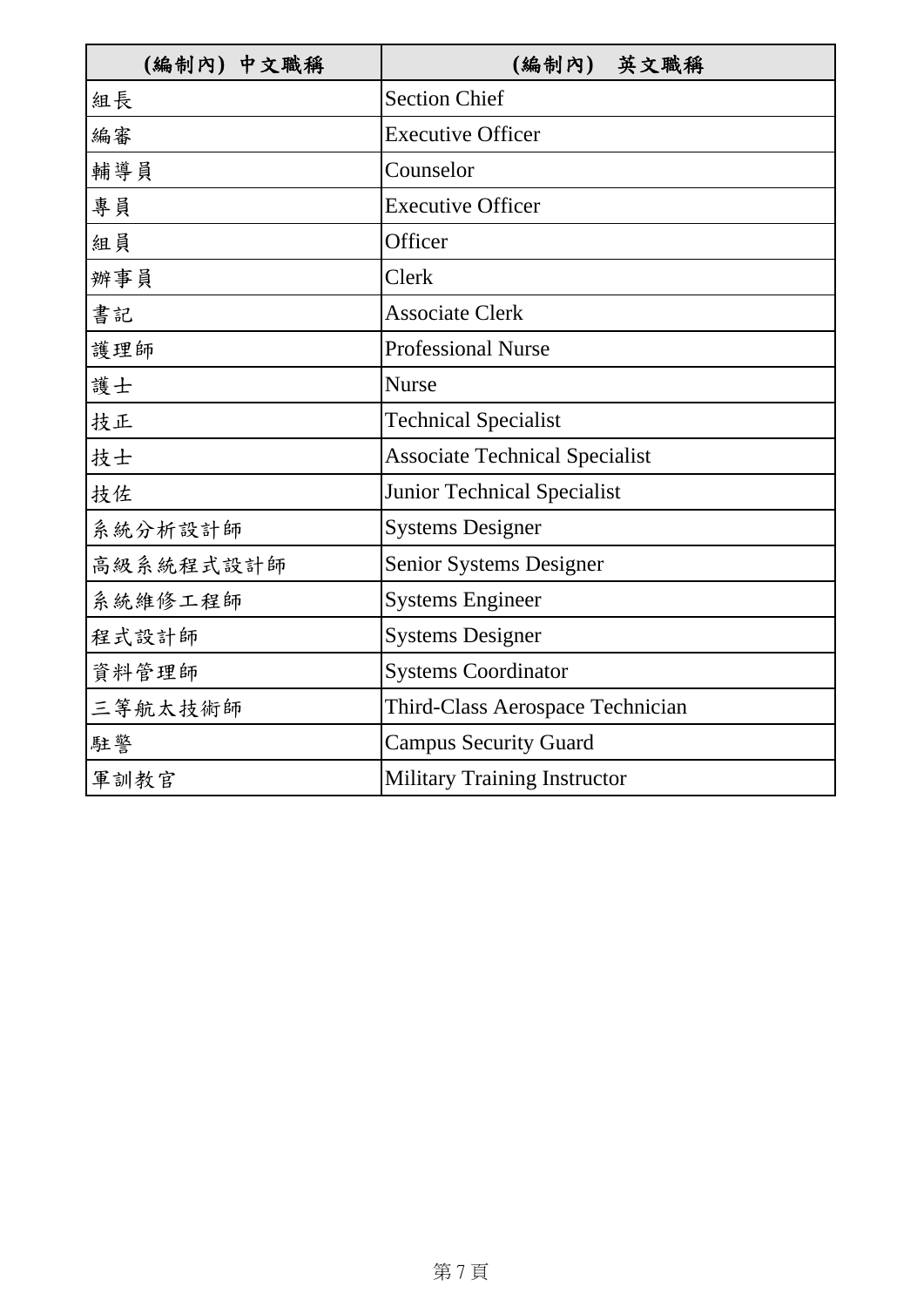| (編制內) 中文職稱 | (編制內)　英文職稱 |
| --- | --- |
| 組長 | Section Chief |
| 編審 | Executive Officer |
| 輔導員 | Counselor |
| 專員 | Executive Officer |
| 組員 | Officer |
| 辦事員 | Clerk |
| 書記 | Associate Clerk |
| 護理師 | Professional Nurse |
| 護士 | Nurse |
| 技正 | Technical Specialist |
| 技士 | Associate Technical Specialist |
| 技佐 | Junior Technical Specialist |
| 系統分析設計師 | Systems Designer |
| 高級系統程式設計師 | Senior Systems Designer |
| 系統維修工程師 | Systems Engineer |
| 程式設計師 | Systems Designer |
| 資料管理師 | Systems Coordinator |
| 三等航太技術師 | Third-Class Aerospace Technician |
| 駐警 | Campus Security Guard |
| 軍訓教官 | Military Training Instructor |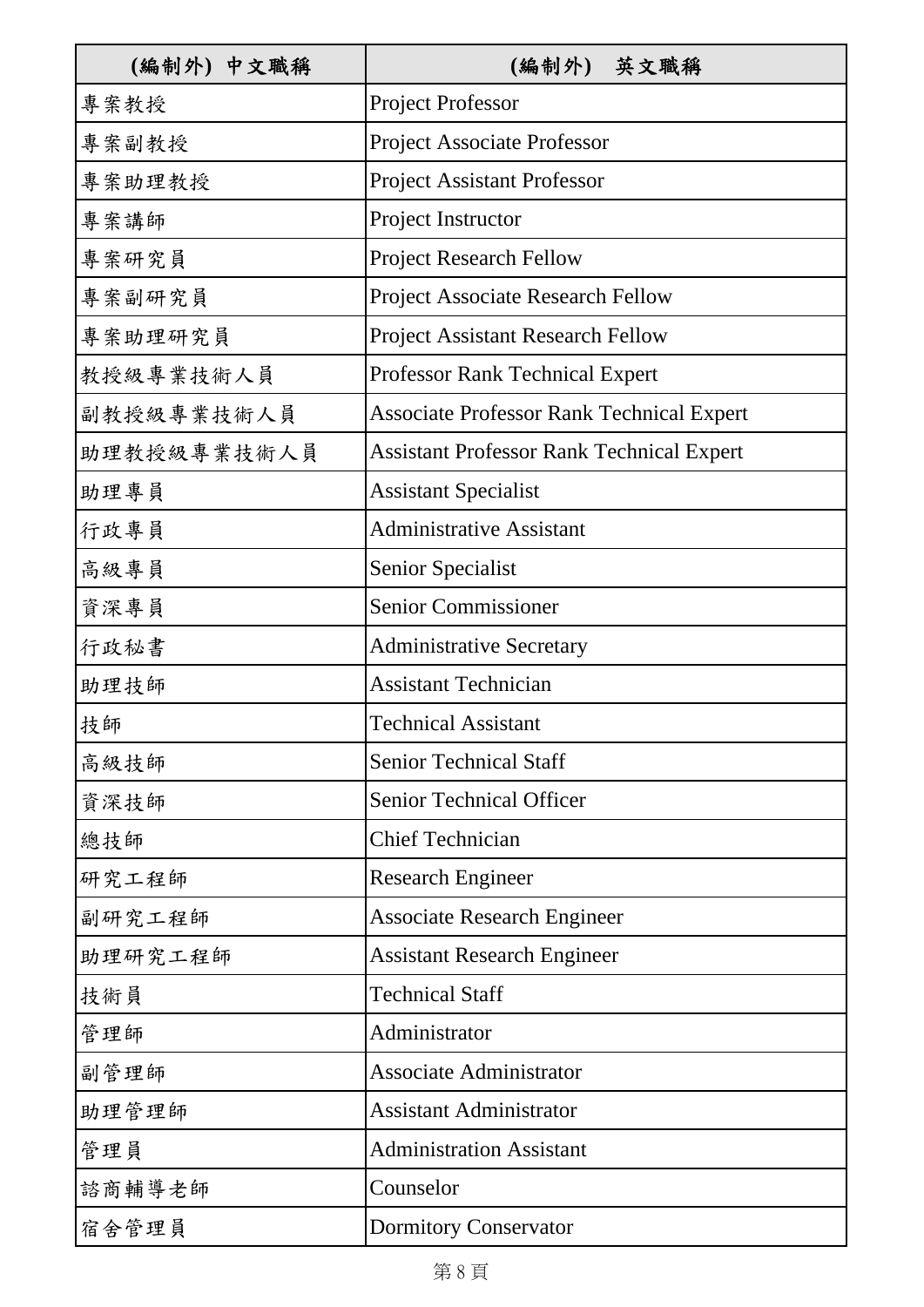| (編制外) 中文職稱 | (編制外) 英文職稱 |
|---|---|
| 專案教授 | Project Professor |
| 專案副教授 | Project Associate Professor |
| 專案助理教授 | Project Assistant Professor |
| 專案講師 | Project Instructor |
| 專案研究員 | Project Research Fellow |
| 專案副研究員 | Project Associate Research Fellow |
| 專案助理研究員 | Project Assistant Research Fellow |
| 教授級專業技術人員 | Professor Rank Technical Expert |
| 副教授級專業技術人員 | Associate Professor Rank Technical Expert |
| 助理教授級專業技術人員 | Assistant Professor Rank Technical Expert |
| 助理專員 | Assistant Specialist |
| 行政專員 | Administrative Assistant |
| 高級專員 | Senior Specialist |
| 資深專員 | Senior Commissioner |
| 行政秘書 | Administrative Secretary |
| 助理技師 | Assistant Technician |
| 技師 | Technical Assistant |
| 高級技師 | Senior Technical Staff |
| 資深技師 | Senior Technical Officer |
| 總技師 | Chief Technician |
| 研究工程師 | Research Engineer |
| 副研究工程師 | Associate Research Engineer |
| 助理研究工程師 | Assistant Research Engineer |
| 技術員 | Technical Staff |
| 管理師 | Administrator |
| 副管理師 | Associate Administrator |
| 助理管理師 | Assistant Administrator |
| 管理員 | Administration Assistant |
| 諮商輔導老師 | Counselor |
| 宿舍管理員 | Dormitory Conservator |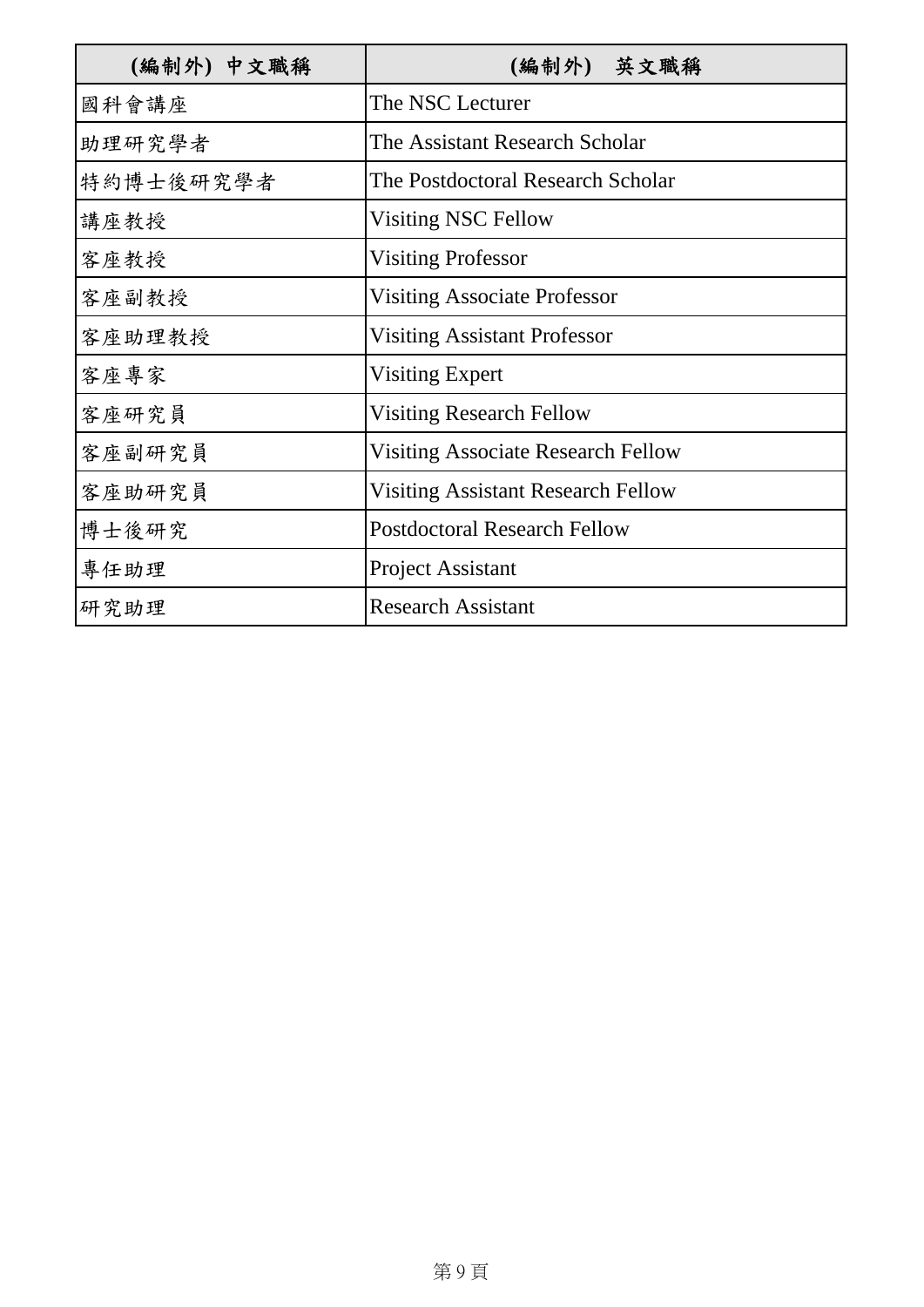| (編制外) 中文職稱 | (編制外)　英文職稱 |
|---|---|
| 國科會講座 | The NSC Lecturer |
| 助理研究學者 | The Assistant Research Scholar |
| 特約博士後研究學者 | The Postdoctoral Research Scholar |
| 講座教授 | Visiting NSC Fellow |
| 客座教授 | Visiting Professor |
| 客座副教授 | Visiting Associate Professor |
| 客座助理教授 | Visiting Assistant Professor |
| 客座專家 | Visiting Expert |
| 客座研究員 | Visiting Research Fellow |
| 客座副研究員 | Visiting Associate Research Fellow |
| 客座助研究員 | Visiting Assistant Research Fellow |
| 博士後研究 | Postdoctoral Research Fellow |
| 專任助理 | Project Assistant |
| 研究助理 | Research Assistant |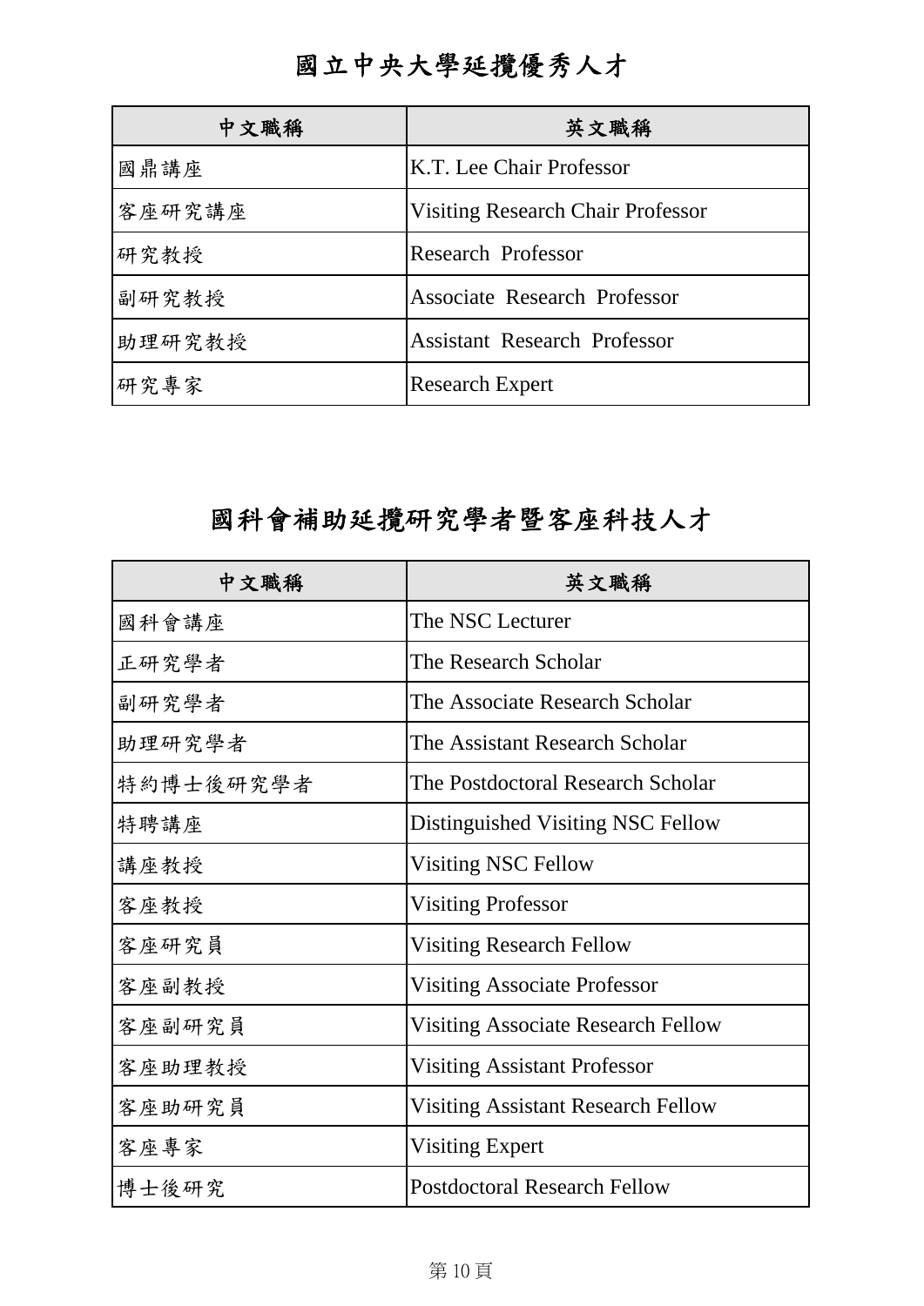# 國立中央大學延攬優秀人才

| 中文職稱 | 英文職稱 |
|---|---|
| 國鼎講座 | K.T. Lee Chair Professor |
| 客座研究講座 | Visiting Research Chair Professor |
| 研究教授 | Research Professor |
| 副研究教授 | Associate Research Professor |
| 助理研究教授 | Assistant Research Professor |
| 研究專家 | Research Expert |

# 國科會補助延攬研究學者暨客座科技人才

| 中文職稱 | 英文職稱 |
|---|---|
| 國科會講座 | The NSC Lecturer |
| 正研究學者 | The Research Scholar |
| 副研究學者 | The Associate Research Scholar |
| 助理研究學者 | The Assistant Research Scholar |
| 特約博士後研究學者 | The Postdoctoral Research Scholar |
| 特聘講座 | Distinguished Visiting NSC Fellow |
| 講座教授 | Visiting NSC Fellow |
| 客座教授 | Visiting Professor |
| 客座研究員 | Visiting Research Fellow |
| 客座副教授 | Visiting Associate Professor |
| 客座副研究員 | Visiting Associate Research Fellow |
| 客座助理教授 | Visiting Assistant Professor |
| 客座助研究員 | Visiting Assistant Research Fellow |
| 客座專家 | Visiting Expert |
| 博士後研究 | Postdoctoral Research Fellow |